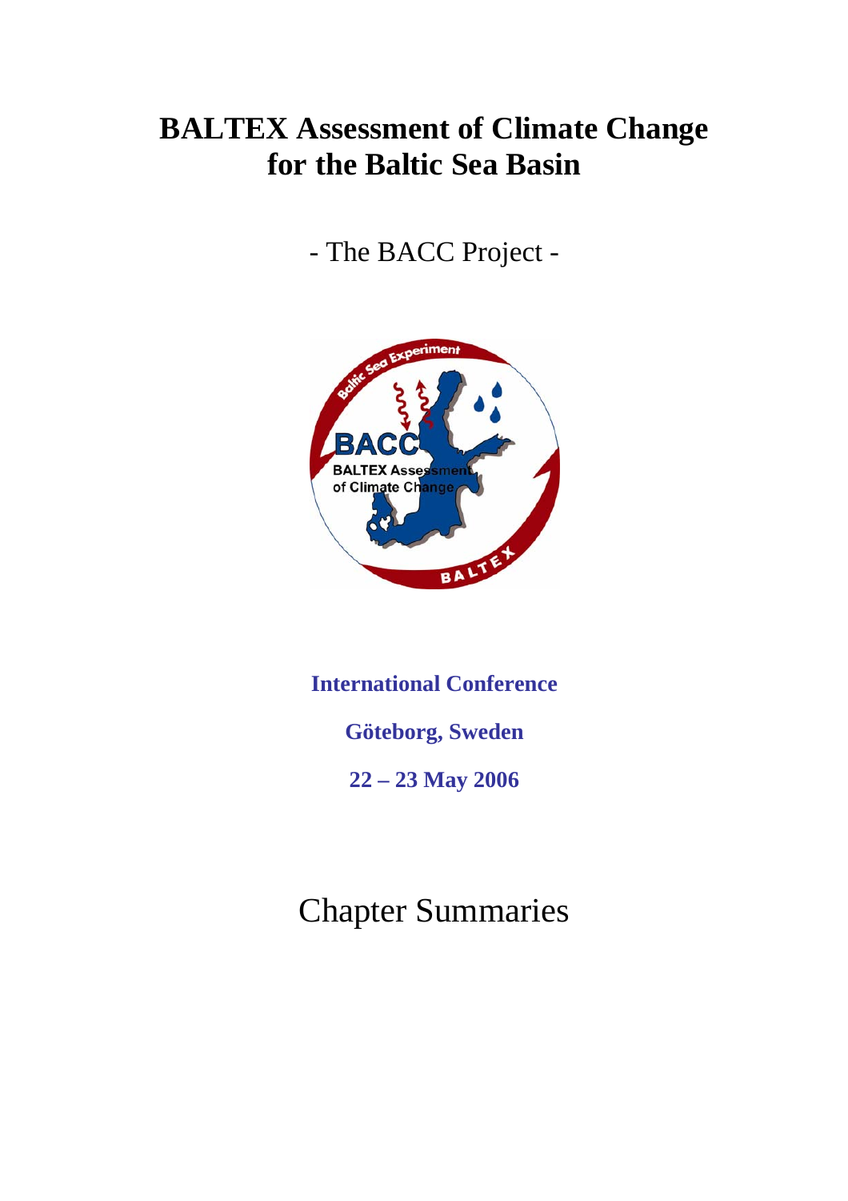# BALTEX Assessment of Climate Change for the Baltic Sea Basin

- The BACC Project -

**International Conference**

**Göteborg, Sweden**

**22 – 23 May 2006**

Chapter Summaries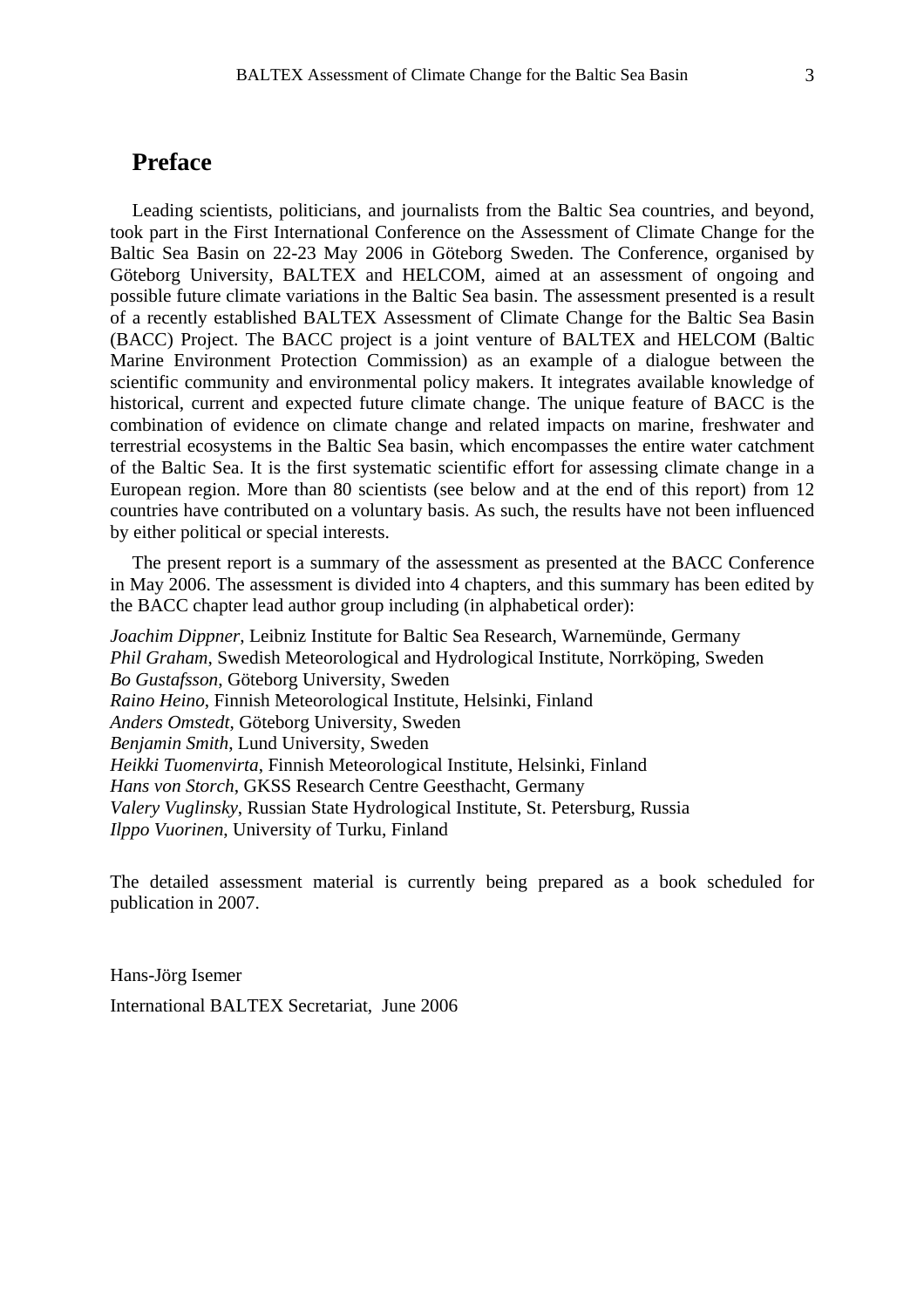# Preface

Leading scientists, politicians, and journalists from the Baltic Sea countries, and beyond, took part in the First International Conference on the Assessment of Climate Change for the Baltic Sea Basin on 22-23 May 2006 in Göteborg Sweden. The Conference, organised by Göteborg University, BALTEX and HELCOM, aimed at an assessment of ongoing and possible future climate variations in the Baltic Sea basin. The assessment presented is a result of a recently established BALTEX Assessment of Climate Change for the Baltic Sea Basin (BACC) Project. The BACC project is a joint venture of BALTEX and HELCOM (Baltic Marine Environment Protection Commission) as an example of a dialogue between the scientific community and environmental policy makers. It integrates available knowledge of historical, current and expected future climate change. The unique feature of BACC is the combination of evidence on climate change and related impacts on marine, freshwater and terrestrial ecosystems in the Baltic Sea basin, which encompasses the entire water catchment of the Baltic Sea. It is the first systematic scientific effort for assessing climate change in a European region. More than 80 scientists (see below and at the end of this report) from 12 countries have contributed on a voluntary basis. As such, the results have not been influenced by either political or special interests.

The present report is a summary of the assessment as presented at the BACC Conference in May 2006. The assessment is divided into 4 chapters, and this summary has been edited by the BACC chapter lead author group including (in alphabetical order):

*Joachim Dippner*, Leibniz Institute for Baltic Sea Research, Warnemünde, Germany
*Phil Graham*, Swedish Meteorological and Hydrological Institute, Norrköping, Sweden
*Bo Gustafsson*, Göteborg University, Sweden
*Raino Heino*, Finnish Meteorological Institute, Helsinki, Finland
*Anders Omstedt*, Göteborg University, Sweden
*Benjamin Smith*, Lund University, Sweden
*Heikki Tuomenvirta*, Finnish Meteorological Institute, Helsinki, Finland
*Hans von Storch*, GKSS Research Centre Geesthacht, Germany
*Valery Vuglinsky*, Russian State Hydrological Institute, St. Petersburg, Russia
*Ilppo Vuorinen*, University of Turku, Finland

The detailed assessment material is currently being prepared as a book scheduled for publication in 2007.

Hans-Jörg Isemer

International BALTEX Secretariat, June 2006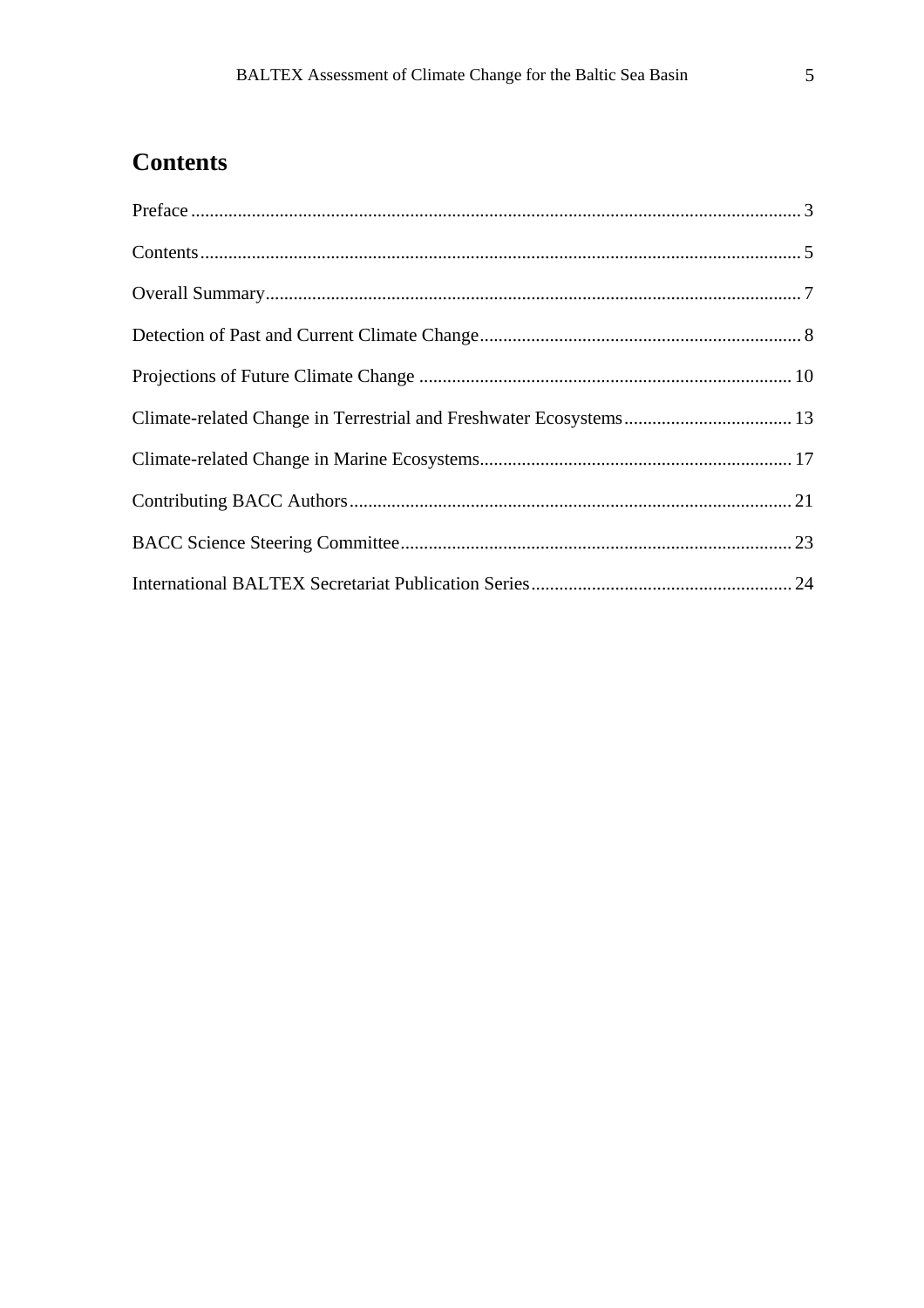# Contents

Preface .................................................................................................................. 3

Contents ................................................................................................................ 5

Overall Summary ................................................................................................... 7

Detection of Past and Current Climate Change ...................................................... 8

Projections of Future Climate Change ................................................................... 10

Climate-related Change in Terrestrial and Freshwater Ecosystems ......................... 13

Climate-related Change in Marine Ecosystems ...................................................... 17

Contributing BACC Authors .................................................................................. 21

BACC Science Steering Committee ........................................................................ 23

International BALTEX Secretariat Publication Series ............................................. 24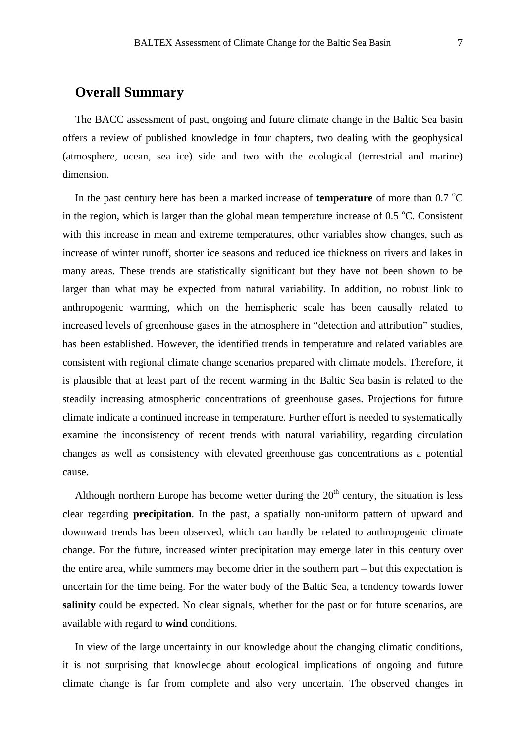## Overall Summary

The BACC assessment of past, ongoing and future climate change in the Baltic Sea basin offers a review of published knowledge in four chapters, two dealing with the geophysical (atmosphere, ocean, sea ice) side and two with the ecological (terrestrial and marine) dimension.

In the past century here has been a marked increase of **temperature** of more than 0.7 $^{o}$C in the region, which is larger than the global mean temperature increase of 0.5 $^{o}$C. Consistent with this increase in mean and extreme temperatures, other variables show changes, such as increase of winter runoff, shorter ice seasons and reduced ice thickness on rivers and lakes in many areas. These trends are statistically significant but they have not been shown to be larger than what may be expected from natural variability. In addition, no robust link to anthropogenic warming, which on the hemispheric scale has been causally related to increased levels of greenhouse gases in the atmosphere in "detection and attribution" studies, has been established. However, the identified trends in temperature and related variables are consistent with regional climate change scenarios prepared with climate models. Therefore, it is plausible that at least part of the recent warming in the Baltic Sea basin is related to the steadily increasing atmospheric concentrations of greenhouse gases. Projections for future climate indicate a continued increase in temperature. Further effort is needed to systematically examine the inconsistency of recent trends with natural variability, regarding circulation changes as well as consistency with elevated greenhouse gas concentrations as a potential cause.

Although northern Europe has become wetter during the 20$^{th}$ century, the situation is less clear regarding **precipitation**. In the past, a spatially non-uniform pattern of upward and downward trends has been observed, which can hardly be related to anthropogenic climate change. For the future, increased winter precipitation may emerge later in this century over the entire area, while summers may become drier in the southern part – but this expectation is uncertain for the time being. For the water body of the Baltic Sea, a tendency towards lower **salinity** could be expected. No clear signals, whether for the past or for future scenarios, are available with regard to **wind** conditions.

In view of the large uncertainty in our knowledge about the changing climatic conditions, it is not surprising that knowledge about ecological implications of ongoing and future climate change is far from complete and also very uncertain. The observed changes in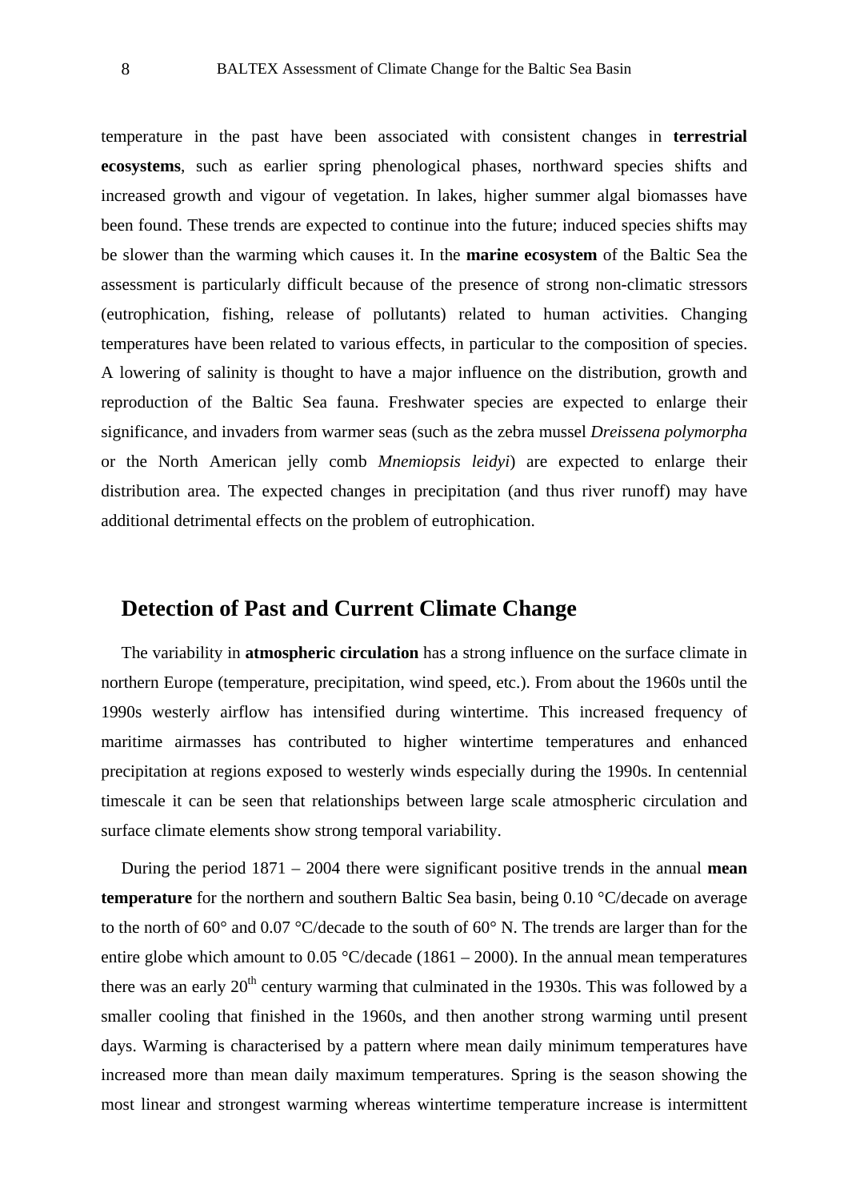temperature in the past have been associated with consistent changes in **terrestrial ecosystems**, such as earlier spring phenological phases, northward species shifts and increased growth and vigour of vegetation. In lakes, higher summer algal biomasses have been found. These trends are expected to continue into the future; induced species shifts may be slower than the warming which causes it. In the **marine ecosystem** of the Baltic Sea the assessment is particularly difficult because of the presence of strong non-climatic stressors (eutrophication, fishing, release of pollutants) related to human activities. Changing temperatures have been related to various effects, in particular to the composition of species. A lowering of salinity is thought to have a major influence on the distribution, growth and reproduction of the Baltic Sea fauna. Freshwater species are expected to enlarge their significance, and invaders from warmer seas (such as the zebra mussel *Dreissena polymorpha* or the North American jelly comb *Mnemiopsis leidyi*) are expected to enlarge their distribution area. The expected changes in precipitation (and thus river runoff) may have additional detrimental effects on the problem of eutrophication.

## Detection of Past and Current Climate Change

The variability in **atmospheric circulation** has a strong influence on the surface climate in northern Europe (temperature, precipitation, wind speed, etc.). From about the 1960s until the 1990s westerly airflow has intensified during wintertime. This increased frequency of maritime airmasses has contributed to higher wintertime temperatures and enhanced precipitation at regions exposed to westerly winds especially during the 1990s. In centennial timescale it can be seen that relationships between large scale atmospheric circulation and surface climate elements show strong temporal variability.

During the period 1871 – 2004 there were significant positive trends in the annual **mean temperature** for the northern and southern Baltic Sea basin, being 0.10 °C/decade on average to the north of 60° and 0.07 °C/decade to the south of 60° N. The trends are larger than for the entire globe which amount to 0.05 °C/decade (1861 – 2000). In the annual mean temperatures there was an early 20$^{th}$ century warming that culminated in the 1930s. This was followed by a smaller cooling that finished in the 1960s, and then another strong warming until present days. Warming is characterised by a pattern where mean daily minimum temperatures have increased more than mean daily maximum temperatures. Spring is the season showing the most linear and strongest warming whereas wintertime temperature increase is intermittent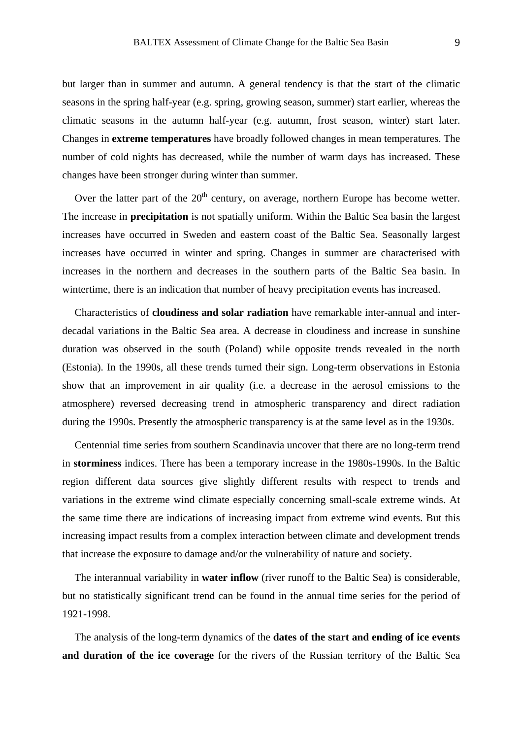but larger than in summer and autumn. A general tendency is that the start of the climatic seasons in the spring half-year (e.g. spring, growing season, summer) start earlier, whereas the climatic seasons in the autumn half-year (e.g. autumn, frost season, winter) start later. Changes in **extreme temperatures** have broadly followed changes in mean temperatures. The number of cold nights has decreased, while the number of warm days has increased. These changes have been stronger during winter than summer.

Over the latter part of the 20th century, on average, northern Europe has become wetter. The increase in **precipitation** is not spatially uniform. Within the Baltic Sea basin the largest increases have occurred in Sweden and eastern coast of the Baltic Sea. Seasonally largest increases have occurred in winter and spring. Changes in summer are characterised with increases in the northern and decreases in the southern parts of the Baltic Sea basin. In wintertime, there is an indication that number of heavy precipitation events has increased.

Characteristics of **cloudiness and solar radiation** have remarkable inter-annual and inter-decadal variations in the Baltic Sea area. A decrease in cloudiness and increase in sunshine duration was observed in the south (Poland) while opposite trends revealed in the north (Estonia). In the 1990s, all these trends turned their sign. Long-term observations in Estonia show that an improvement in air quality (i.e. a decrease in the aerosol emissions to the atmosphere) reversed decreasing trend in atmospheric transparency and direct radiation during the 1990s. Presently the atmospheric transparency is at the same level as in the 1930s.

Centennial time series from southern Scandinavia uncover that there are no long-term trend in **storminess** indices. There has been a temporary increase in the 1980s-1990s. In the Baltic region different data sources give slightly different results with respect to trends and variations in the extreme wind climate especially concerning small-scale extreme winds. At the same time there are indications of increasing impact from extreme wind events. But this increasing impact results from a complex interaction between climate and development trends that increase the exposure to damage and/or the vulnerability of nature and society.

The interannual variability in **water inflow** (river runoff to the Baltic Sea) is considerable, but no statistically significant trend can be found in the annual time series for the period of 1921-1998.

The analysis of the long-term dynamics of the **dates of the start and ending of ice events and duration of the ice coverage** for the rivers of the Russian territory of the Baltic Sea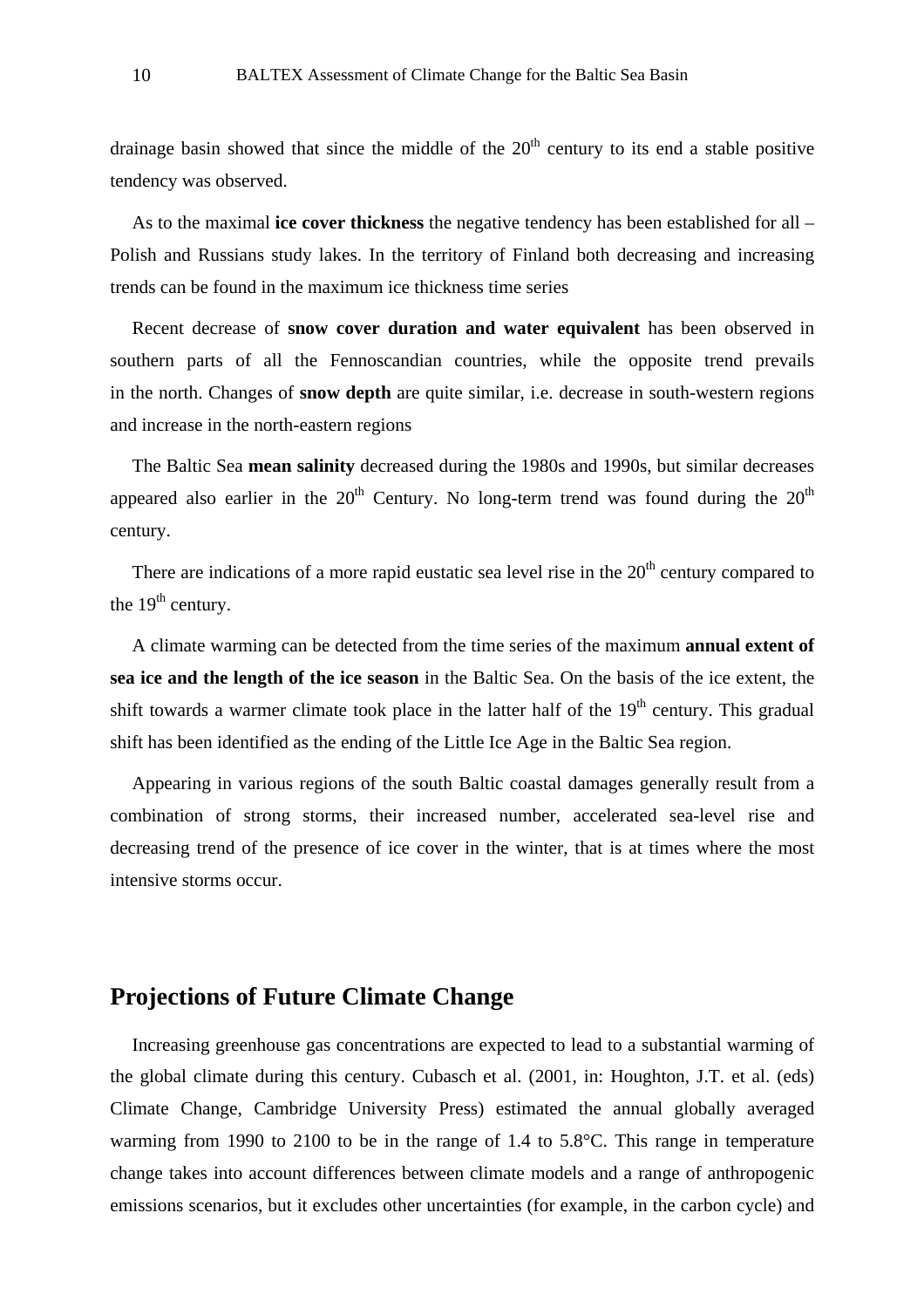drainage basin showed that since the middle of the 20th century to its end a stable positive tendency was observed.

As to the maximal **ice cover thickness** the negative tendency has been established for all – Polish and Russians study lakes. In the territory of Finland both decreasing and increasing trends can be found in the maximum ice thickness time series

Recent decrease of **snow cover duration and water equivalent** has been observed in southern parts of all the Fennoscandian countries, while the opposite trend prevails in the north. Changes of **snow depth** are quite similar, i.e. decrease in south-western regions and increase in the north-eastern regions

The Baltic Sea **mean salinity** decreased during the 1980s and 1990s, but similar decreases appeared also earlier in the 20th Century. No long-term trend was found during the 20th century.

There are indications of a more rapid eustatic sea level rise in the 20th century compared to the 19th century.

A climate warming can be detected from the time series of the maximum **annual extent of sea ice and the length of the ice season** in the Baltic Sea. On the basis of the ice extent, the shift towards a warmer climate took place in the latter half of the 19th century. This gradual shift has been identified as the ending of the Little Ice Age in the Baltic Sea region.

Appearing in various regions of the south Baltic coastal damages generally result from a combination of strong storms, their increased number, accelerated sea-level rise and decreasing trend of the presence of ice cover in the winter, that is at times where the most intensive storms occur.

## Projections of Future Climate Change

Increasing greenhouse gas concentrations are expected to lead to a substantial warming of the global climate during this century. Cubasch et al. (2001, in: Houghton, J.T. et al. (eds) Climate Change, Cambridge University Press) estimated the annual globally averaged warming from 1990 to 2100 to be in the range of 1.4 to 5.8°C. This range in temperature change takes into account differences between climate models and a range of anthropogenic emissions scenarios, but it excludes other uncertainties (for example, in the carbon cycle) and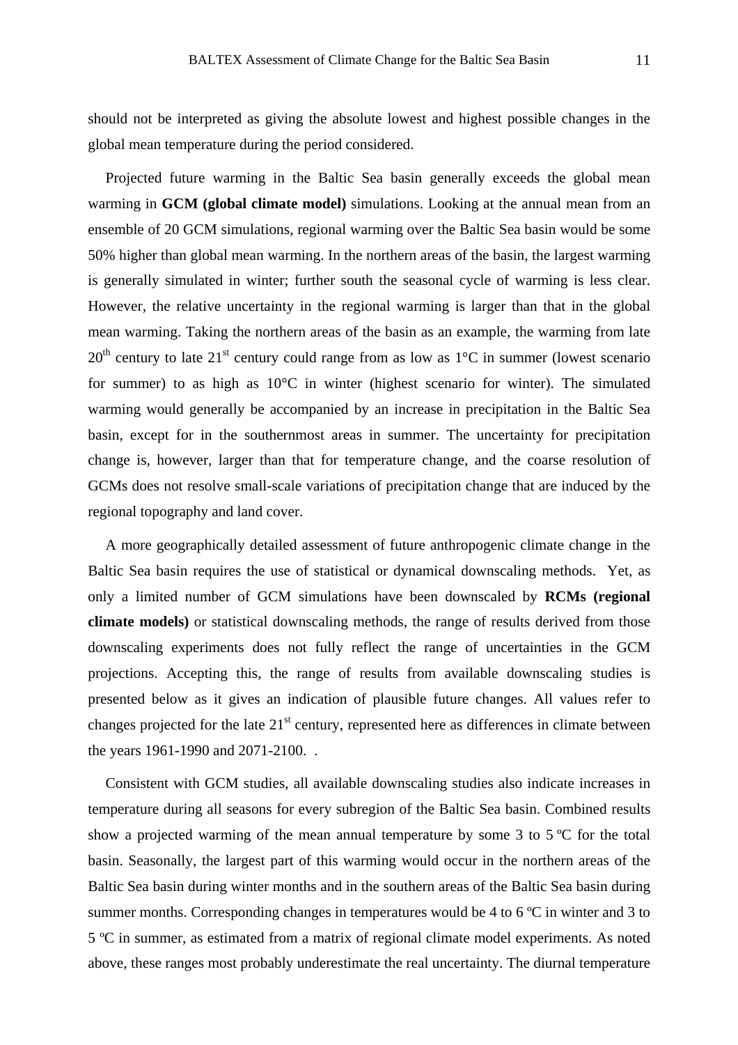should not be interpreted as giving the absolute lowest and highest possible changes in the global mean temperature during the period considered.

Projected future warming in the Baltic Sea basin generally exceeds the global mean warming in **GCM (global climate model)** simulations. Looking at the annual mean from an ensemble of 20 GCM simulations, regional warming over the Baltic Sea basin would be some 50% higher than global mean warming. In the northern areas of the basin, the largest warming is generally simulated in winter; further south the seasonal cycle of warming is less clear. However, the relative uncertainty in the regional warming is larger than that in the global mean warming. Taking the northern areas of the basin as an example, the warming from late $20^{th}$ century to late $21^{st}$ century could range from as low as 1°C in summer (lowest scenario for summer) to as high as 10°C in winter (highest scenario for winter). The simulated warming would generally be accompanied by an increase in precipitation in the Baltic Sea basin, except for in the southernmost areas in summer. The uncertainty for precipitation change is, however, larger than that for temperature change, and the coarse resolution of GCMs does not resolve small-scale variations of precipitation change that are induced by the regional topography and land cover.

A more geographically detailed assessment of future anthropogenic climate change in the Baltic Sea basin requires the use of statistical or dynamical downscaling methods. Yet, as only a limited number of GCM simulations have been downscaled by **RCMs (regional climate models)** or statistical downscaling methods, the range of results derived from those downscaling experiments does not fully reflect the range of uncertainties in the GCM projections. Accepting this, the range of results from available downscaling studies is presented below as it gives an indication of plausible future changes. All values refer to changes projected for the late $21^{st}$ century, represented here as differences in climate between the years 1961-1990 and 2071-2100. .

Consistent with GCM studies, all available downscaling studies also indicate increases in temperature during all seasons for every subregion of the Baltic Sea basin. Combined results show a projected warming of the mean annual temperature by some 3 to 5 ºC for the total basin. Seasonally, the largest part of this warming would occur in the northern areas of the Baltic Sea basin during winter months and in the southern areas of the Baltic Sea basin during summer months. Corresponding changes in temperatures would be 4 to 6 ºC in winter and 3 to 5 ºC in summer, as estimated from a matrix of regional climate model experiments. As noted above, these ranges most probably underestimate the real uncertainty. The diurnal temperature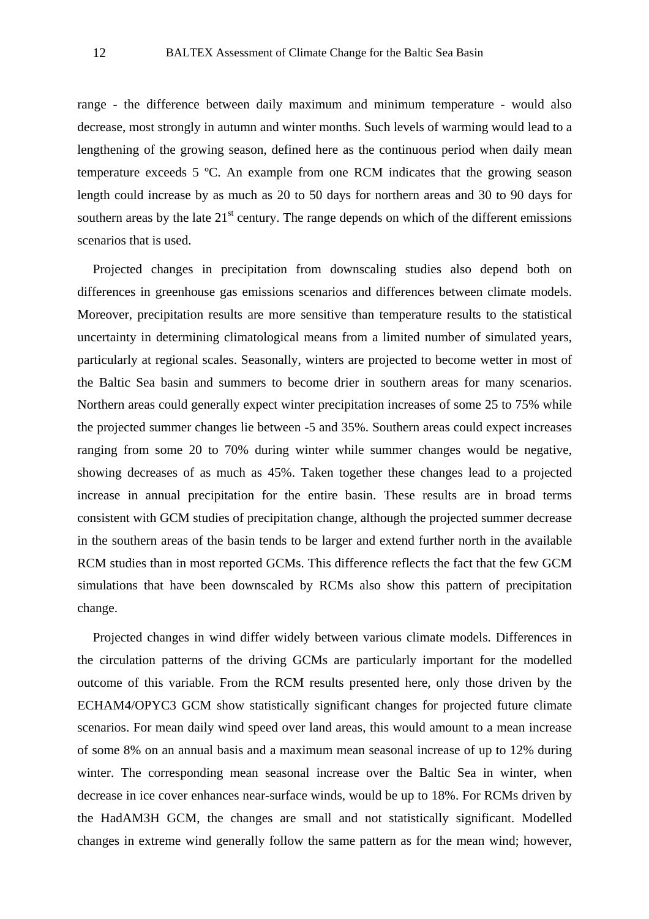range - the difference between daily maximum and minimum temperature - would also decrease, most strongly in autumn and winter months. Such levels of warming would lead to a lengthening of the growing season, defined here as the continuous period when daily mean temperature exceeds 5 ºC. An example from one RCM indicates that the growing season length could increase by as much as 20 to 50 days for northern areas and 30 to 90 days for southern areas by the late 21st century. The range depends on which of the different emissions scenarios that is used.

Projected changes in precipitation from downscaling studies also depend both on differences in greenhouse gas emissions scenarios and differences between climate models. Moreover, precipitation results are more sensitive than temperature results to the statistical uncertainty in determining climatological means from a limited number of simulated years, particularly at regional scales. Seasonally, winters are projected to become wetter in most of the Baltic Sea basin and summers to become drier in southern areas for many scenarios. Northern areas could generally expect winter precipitation increases of some 25 to 75% while the projected summer changes lie between -5 and 35%. Southern areas could expect increases ranging from some 20 to 70% during winter while summer changes would be negative, showing decreases of as much as 45%. Taken together these changes lead to a projected increase in annual precipitation for the entire basin. These results are in broad terms consistent with GCM studies of precipitation change, although the projected summer decrease in the southern areas of the basin tends to be larger and extend further north in the available RCM studies than in most reported GCMs. This difference reflects the fact that the few GCM simulations that have been downscaled by RCMs also show this pattern of precipitation change.

Projected changes in wind differ widely between various climate models. Differences in the circulation patterns of the driving GCMs are particularly important for the modelled outcome of this variable. From the RCM results presented here, only those driven by the ECHAM4/OPYC3 GCM show statistically significant changes for projected future climate scenarios. For mean daily wind speed over land areas, this would amount to a mean increase of some 8% on an annual basis and a maximum mean seasonal increase of up to 12% during winter. The corresponding mean seasonal increase over the Baltic Sea in winter, when decrease in ice cover enhances near-surface winds, would be up to 18%. For RCMs driven by the HadAM3H GCM, the changes are small and not statistically significant. Modelled changes in extreme wind generally follow the same pattern as for the mean wind; however,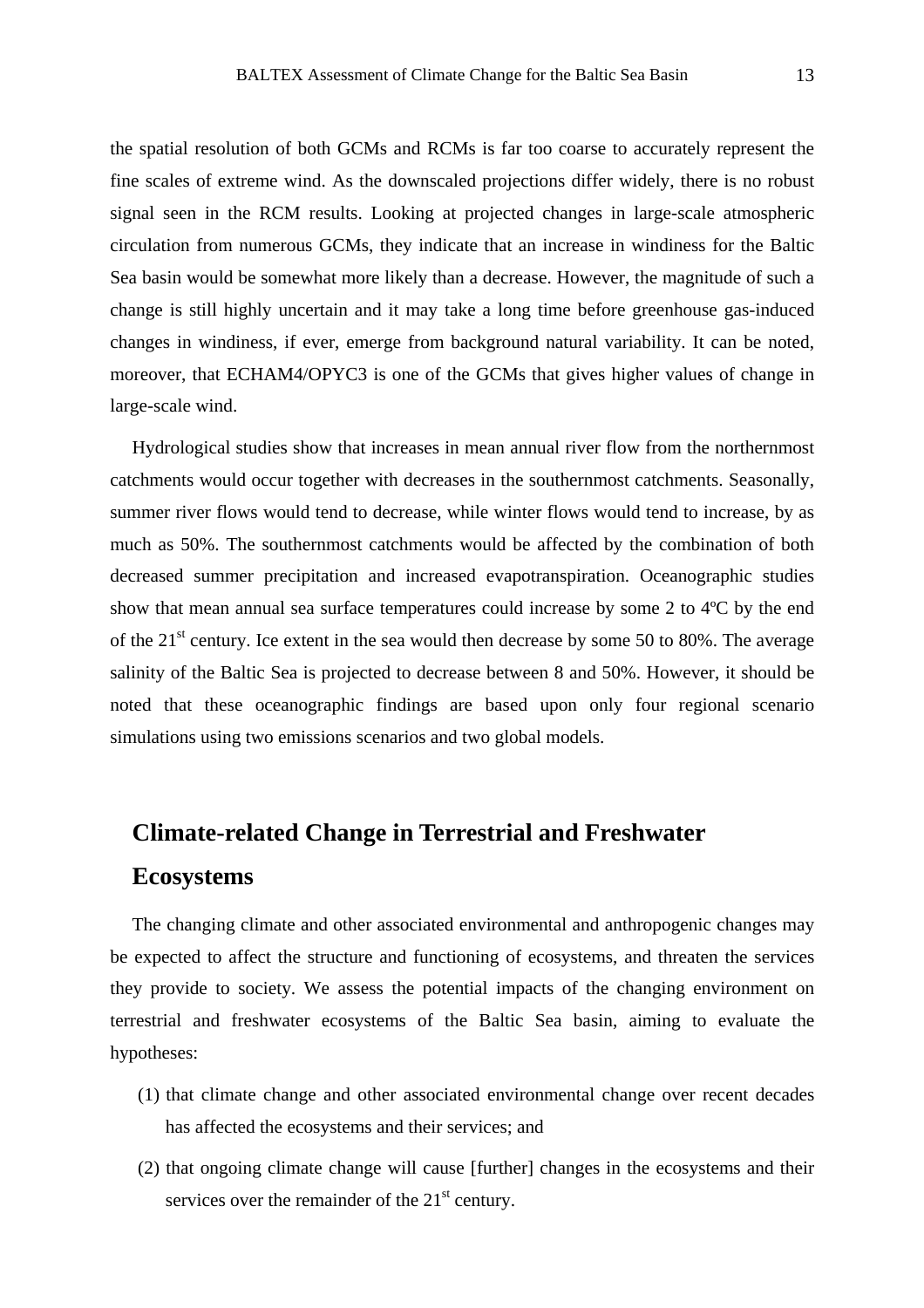the spatial resolution of both GCMs and RCMs is far too coarse to accurately represent the fine scales of extreme wind. As the downscaled projections differ widely, there is no robust signal seen in the RCM results. Looking at projected changes in large-scale atmospheric circulation from numerous GCMs, they indicate that an increase in windiness for the Baltic Sea basin would be somewhat more likely than a decrease. However, the magnitude of such a change is still highly uncertain and it may take a long time before greenhouse gas-induced changes in windiness, if ever, emerge from background natural variability. It can be noted, moreover, that ECHAM4/OPYC3 is one of the GCMs that gives higher values of change in large-scale wind.

Hydrological studies show that increases in mean annual river flow from the northernmost catchments would occur together with decreases in the southernmost catchments. Seasonally, summer river flows would tend to decrease, while winter flows would tend to increase, by as much as 50%. The southernmost catchments would be affected by the combination of both decreased summer precipitation and increased evapotranspiration. Oceanographic studies show that mean annual sea surface temperatures could increase by some 2 to 4ºC by the end of the 21st century. Ice extent in the sea would then decrease by some 50 to 80%. The average salinity of the Baltic Sea is projected to decrease between 8 and 50%. However, it should be noted that these oceanographic findings are based upon only four regional scenario simulations using two emissions scenarios and two global models.

## Climate-related Change in Terrestrial and Freshwater Ecosystems

The changing climate and other associated environmental and anthropogenic changes may be expected to affect the structure and functioning of ecosystems, and threaten the services they provide to society. We assess the potential impacts of the changing environment on terrestrial and freshwater ecosystems of the Baltic Sea basin, aiming to evaluate the hypotheses:

(1) that climate change and other associated environmental change over recent decades has affected the ecosystems and their services; and

(2) that ongoing climate change will cause [further] changes in the ecosystems and their services over the remainder of the 21st century.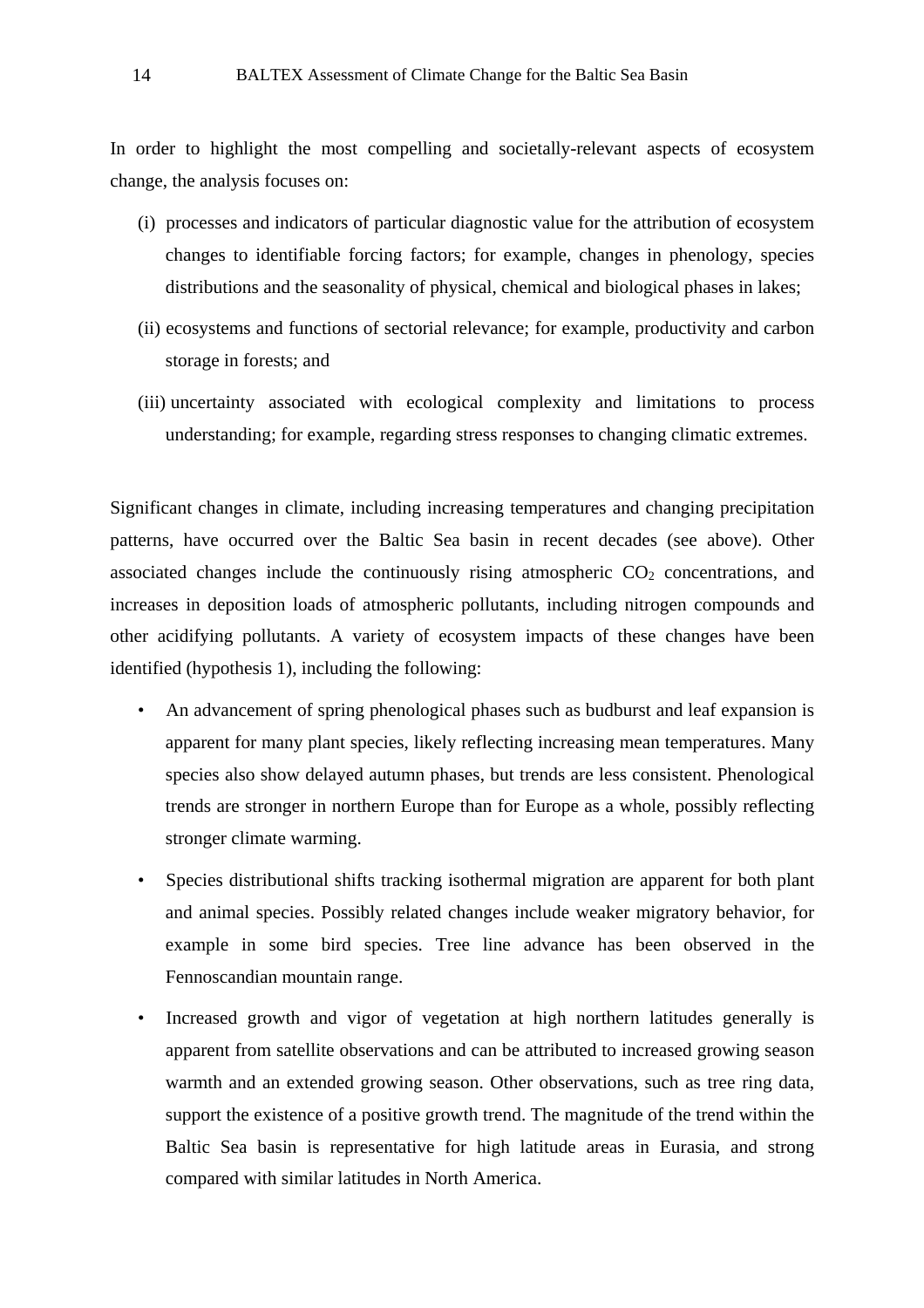In order to highlight the most compelling and societally-relevant aspects of ecosystem change, the analysis focuses on:

(i) processes and indicators of particular diagnostic value for the attribution of ecosystem changes to identifiable forcing factors; for example, changes in phenology, species distributions and the seasonality of physical, chemical and biological phases in lakes;

(ii) ecosystems and functions of sectorial relevance; for example, productivity and carbon storage in forests; and

(iii) uncertainty associated with ecological complexity and limitations to process understanding; for example, regarding stress responses to changing climatic extremes.

Significant changes in climate, including increasing temperatures and changing precipitation patterns, have occurred over the Baltic Sea basin in recent decades (see above). Other associated changes include the continuously rising atmospheric $CO_2$ concentrations, and increases in deposition loads of atmospheric pollutants, including nitrogen compounds and other acidifying pollutants. A variety of ecosystem impacts of these changes have been identified (hypothesis 1), including the following:

- An advancement of spring phenological phases such as budburst and leaf expansion is apparent for many plant species, likely reflecting increasing mean temperatures. Many species also show delayed autumn phases, but trends are less consistent. Phenological trends are stronger in northern Europe than for Europe as a whole, possibly reflecting stronger climate warming.
- Species distributional shifts tracking isothermal migration are apparent for both plant and animal species. Possibly related changes include weaker migratory behavior, for example in some bird species. Tree line advance has been observed in the Fennoscandian mountain range.
- Increased growth and vigor of vegetation at high northern latitudes generally is apparent from satellite observations and can be attributed to increased growing season warmth and an extended growing season. Other observations, such as tree ring data, support the existence of a positive growth trend. The magnitude of the trend within the Baltic Sea basin is representative for high latitude areas in Eurasia, and strong compared with similar latitudes in North America.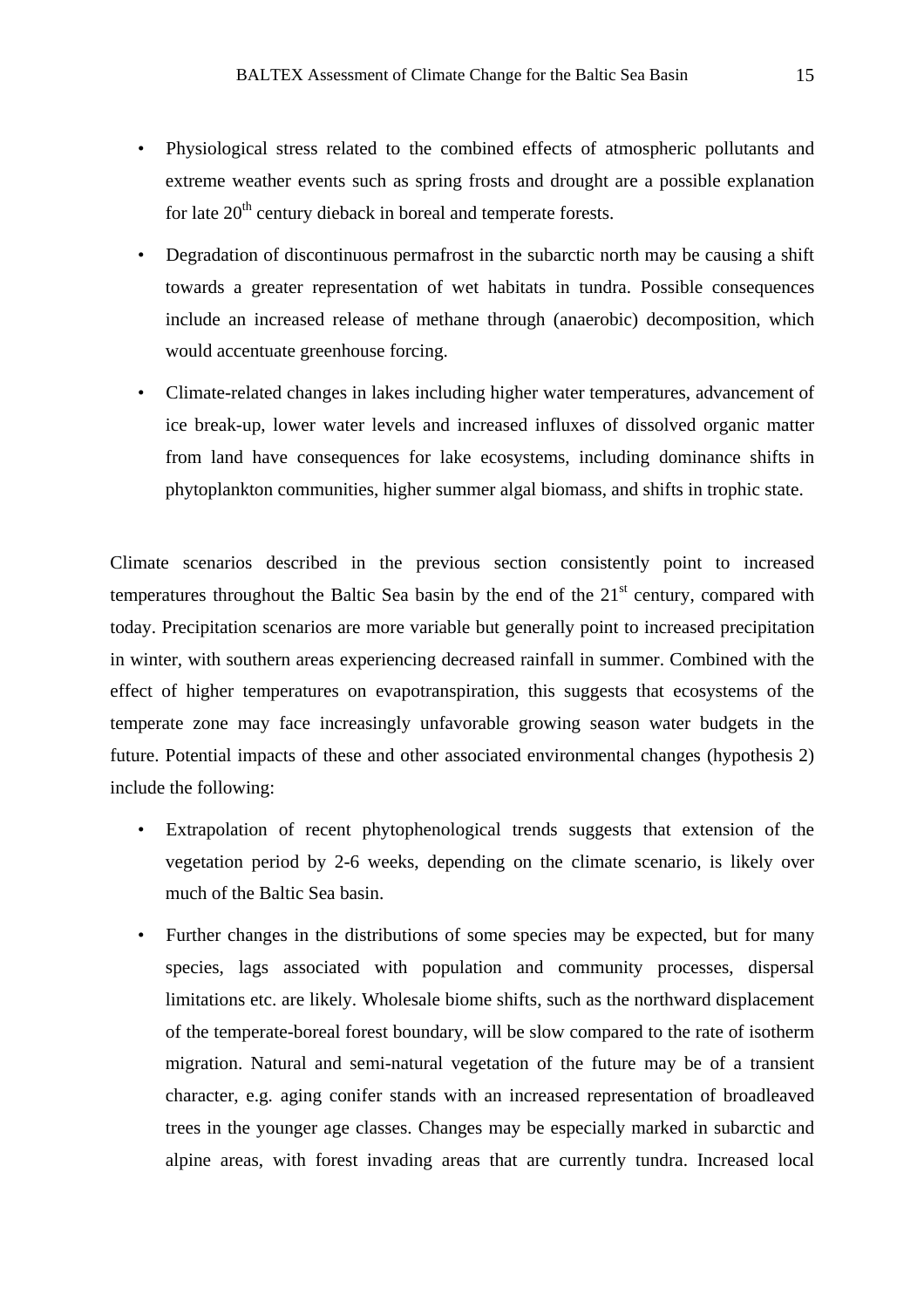- Physiological stress related to the combined effects of atmospheric pollutants and extreme weather events such as spring frosts and drought are a possible explanation for late 20th century dieback in boreal and temperate forests.
- Degradation of discontinuous permafrost in the subarctic north may be causing a shift towards a greater representation of wet habitats in tundra. Possible consequences include an increased release of methane through (anaerobic) decomposition, which would accentuate greenhouse forcing.
- Climate-related changes in lakes including higher water temperatures, advancement of ice break-up, lower water levels and increased influxes of dissolved organic matter from land have consequences for lake ecosystems, including dominance shifts in phytoplankton communities, higher summer algal biomass, and shifts in trophic state.

Climate scenarios described in the previous section consistently point to increased temperatures throughout the Baltic Sea basin by the end of the 21st century, compared with today. Precipitation scenarios are more variable but generally point to increased precipitation in winter, with southern areas experiencing decreased rainfall in summer. Combined with the effect of higher temperatures on evapotranspiration, this suggests that ecosystems of the temperate zone may face increasingly unfavorable growing season water budgets in the future. Potential impacts of these and other associated environmental changes (hypothesis 2) include the following:

- Extrapolation of recent phytophenological trends suggests that extension of the vegetation period by 2-6 weeks, depending on the climate scenario, is likely over much of the Baltic Sea basin.
- Further changes in the distributions of some species may be expected, but for many species, lags associated with population and community processes, dispersal limitations etc. are likely. Wholesale biome shifts, such as the northward displacement of the temperate-boreal forest boundary, will be slow compared to the rate of isotherm migration. Natural and semi-natural vegetation of the future may be of a transient character, e.g. aging conifer stands with an increased representation of broadleaved trees in the younger age classes. Changes may be especially marked in subarctic and alpine areas, with forest invading areas that are currently tundra. Increased local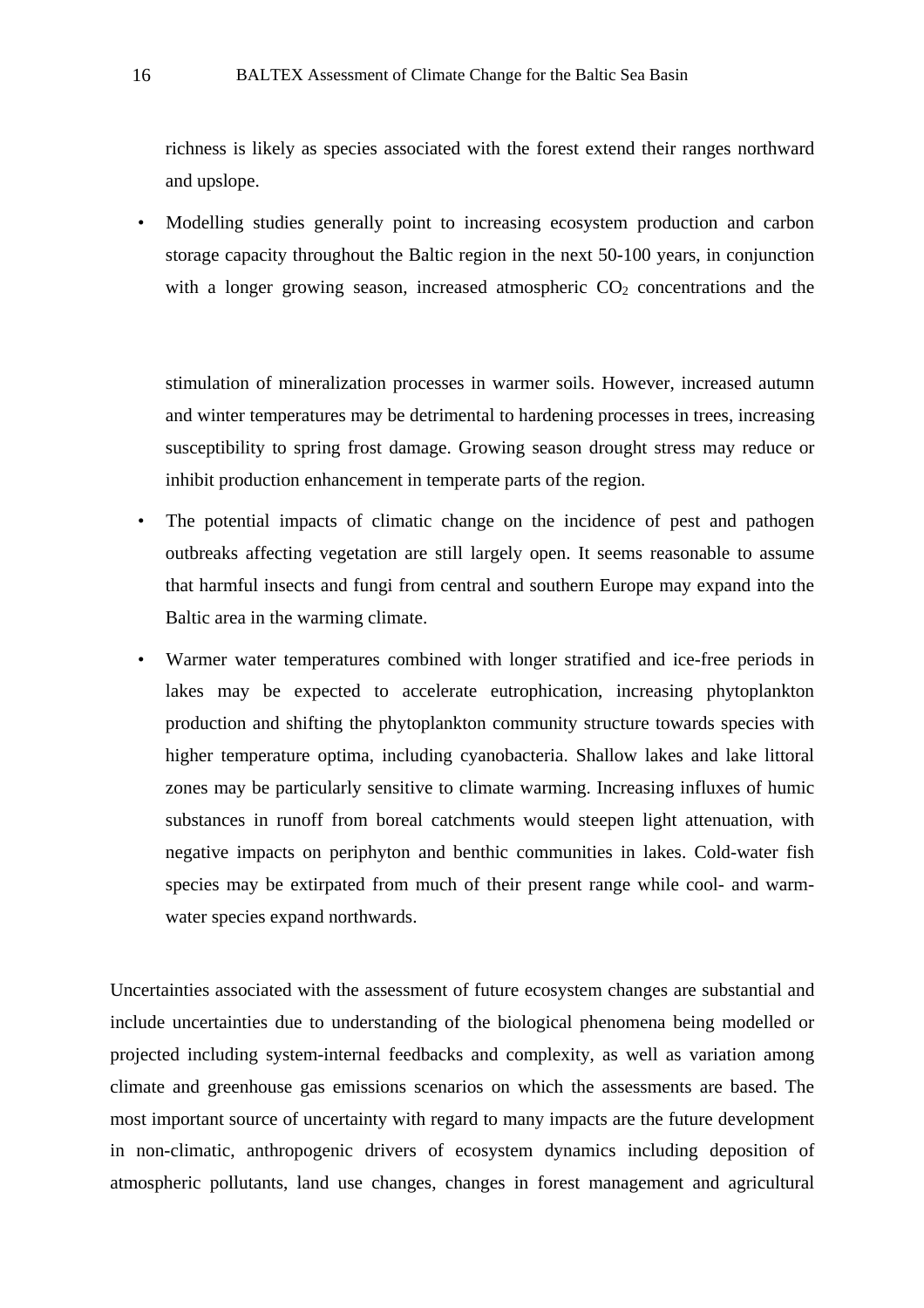richness is likely as species associated with the forest extend their ranges northward and upslope.

- Modelling studies generally point to increasing ecosystem production and carbon storage capacity throughout the Baltic region in the next 50-100 years, in conjunction with a longer growing season, increased atmospheric $CO_2$ concentrations and the stimulation of mineralization processes in warmer soils. However, increased autumn and winter temperatures may be detrimental to hardening processes in trees, increasing susceptibility to spring frost damage. Growing season drought stress may reduce or inhibit production enhancement in temperate parts of the region.
- The potential impacts of climatic change on the incidence of pest and pathogen outbreaks affecting vegetation are still largely open. It seems reasonable to assume that harmful insects and fungi from central and southern Europe may expand into the Baltic area in the warming climate.
- Warmer water temperatures combined with longer stratified and ice-free periods in lakes may be expected to accelerate eutrophication, increasing phytoplankton production and shifting the phytoplankton community structure towards species with higher temperature optima, including cyanobacteria. Shallow lakes and lake littoral zones may be particularly sensitive to climate warming. Increasing influxes of humic substances in runoff from boreal catchments would steepen light attenuation, with negative impacts on periphyton and benthic communities in lakes. Cold-water fish species may be extirpated from much of their present range while cool- and warm-water species expand northwards.

Uncertainties associated with the assessment of future ecosystem changes are substantial and include uncertainties due to understanding of the biological phenomena being modelled or projected including system-internal feedbacks and complexity, as well as variation among climate and greenhouse gas emissions scenarios on which the assessments are based. The most important source of uncertainty with regard to many impacts are the future development in non-climatic, anthropogenic drivers of ecosystem dynamics including deposition of atmospheric pollutants, land use changes, changes in forest management and agricultural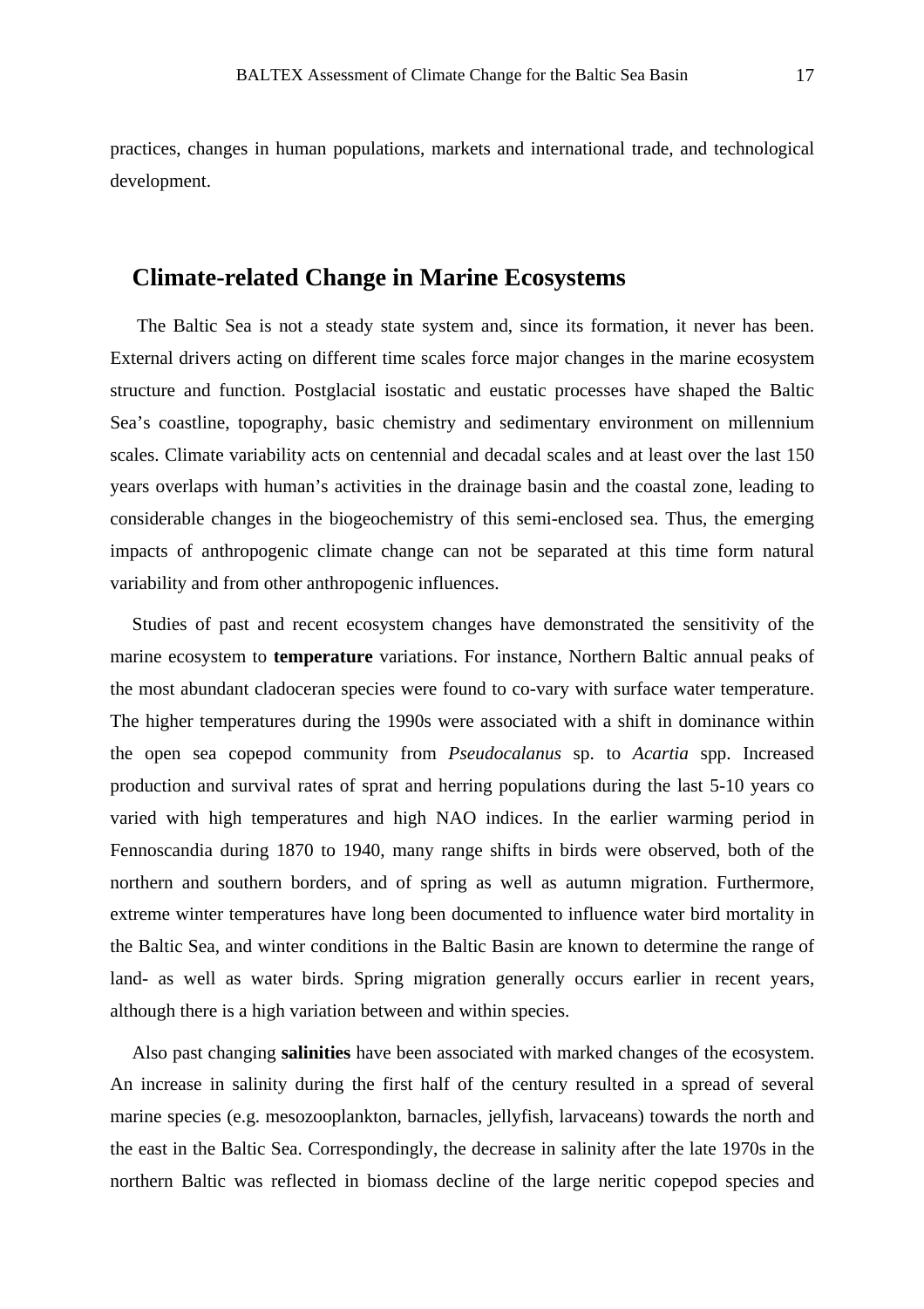practices, changes in human populations, markets and international trade, and technological development.

## Climate-related Change in Marine Ecosystems

The Baltic Sea is not a steady state system and, since its formation, it never has been. External drivers acting on different time scales force major changes in the marine ecosystem structure and function. Postglacial isostatic and eustatic processes have shaped the Baltic Sea's coastline, topography, basic chemistry and sedimentary environment on millennium scales. Climate variability acts on centennial and decadal scales and at least over the last 150 years overlaps with human's activities in the drainage basin and the coastal zone, leading to considerable changes in the biogeochemistry of this semi-enclosed sea. Thus, the emerging impacts of anthropogenic climate change can not be separated at this time form natural variability and from other anthropogenic influences.

Studies of past and recent ecosystem changes have demonstrated the sensitivity of the marine ecosystem to **temperature** variations. For instance, Northern Baltic annual peaks of the most abundant cladoceran species were found to co-vary with surface water temperature. The higher temperatures during the 1990s were associated with a shift in dominance within the open sea copepod community from *Pseudocalanus* sp. to *Acartia* spp. Increased production and survival rates of sprat and herring populations during the last 5-10 years co varied with high temperatures and high NAO indices. In the earlier warming period in Fennoscandia during 1870 to 1940, many range shifts in birds were observed, both of the northern and southern borders, and of spring as well as autumn migration. Furthermore, extreme winter temperatures have long been documented to influence water bird mortality in the Baltic Sea, and winter conditions in the Baltic Basin are known to determine the range of land- as well as water birds. Spring migration generally occurs earlier in recent years, although there is a high variation between and within species.

Also past changing **salinities** have been associated with marked changes of the ecosystem. An increase in salinity during the first half of the century resulted in a spread of several marine species (e.g. mesozooplankton, barnacles, jellyfish, larvaceans) towards the north and the east in the Baltic Sea. Correspondingly, the decrease in salinity after the late 1970s in the northern Baltic was reflected in biomass decline of the large neritic copepod species and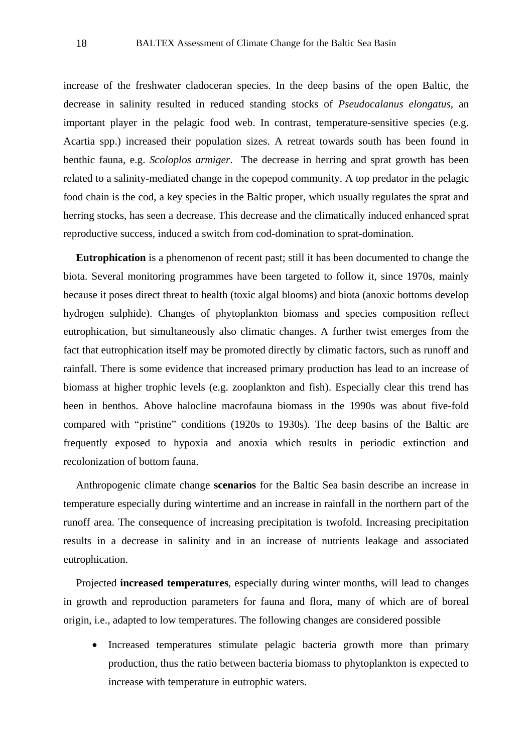increase of the freshwater cladoceran species. In the deep basins of the open Baltic, the decrease in salinity resulted in reduced standing stocks of *Pseudocalanus elongatus*, an important player in the pelagic food web. In contrast, temperature-sensitive species (e.g. Acartia spp.) increased their population sizes. A retreat towards south has been found in benthic fauna, e.g. *Scoloplos armiger*. The decrease in herring and sprat growth has been related to a salinity-mediated change in the copepod community. A top predator in the pelagic food chain is the cod, a key species in the Baltic proper, which usually regulates the sprat and herring stocks, has seen a decrease. This decrease and the climatically induced enhanced sprat reproductive success, induced a switch from cod-domination to sprat-domination.

**Eutrophication** is a phenomenon of recent past; still it has been documented to change the biota. Several monitoring programmes have been targeted to follow it, since 1970s, mainly because it poses direct threat to health (toxic algal blooms) and biota (anoxic bottoms develop hydrogen sulphide). Changes of phytoplankton biomass and species composition reflect eutrophication, but simultaneously also climatic changes. A further twist emerges from the fact that eutrophication itself may be promoted directly by climatic factors, such as runoff and rainfall. There is some evidence that increased primary production has lead to an increase of biomass at higher trophic levels (e.g. zooplankton and fish). Especially clear this trend has been in benthos. Above halocline macrofauna biomass in the 1990s was about five-fold compared with "pristine" conditions (1920s to 1930s). The deep basins of the Baltic are frequently exposed to hypoxia and anoxia which results in periodic extinction and recolonization of bottom fauna.

Anthropogenic climate change **scenarios** for the Baltic Sea basin describe an increase in temperature especially during wintertime and an increase in rainfall in the northern part of the runoff area. The consequence of increasing precipitation is twofold. Increasing precipitation results in a decrease in salinity and in an increase of nutrients leakage and associated eutrophication.

Projected **increased temperatures**, especially during winter months, will lead to changes in growth and reproduction parameters for fauna and flora, many of which are of boreal origin, i.e., adapted to low temperatures. The following changes are considered possible

- Increased temperatures stimulate pelagic bacteria growth more than primary production, thus the ratio between bacteria biomass to phytoplankton is expected to increase with temperature in eutrophic waters.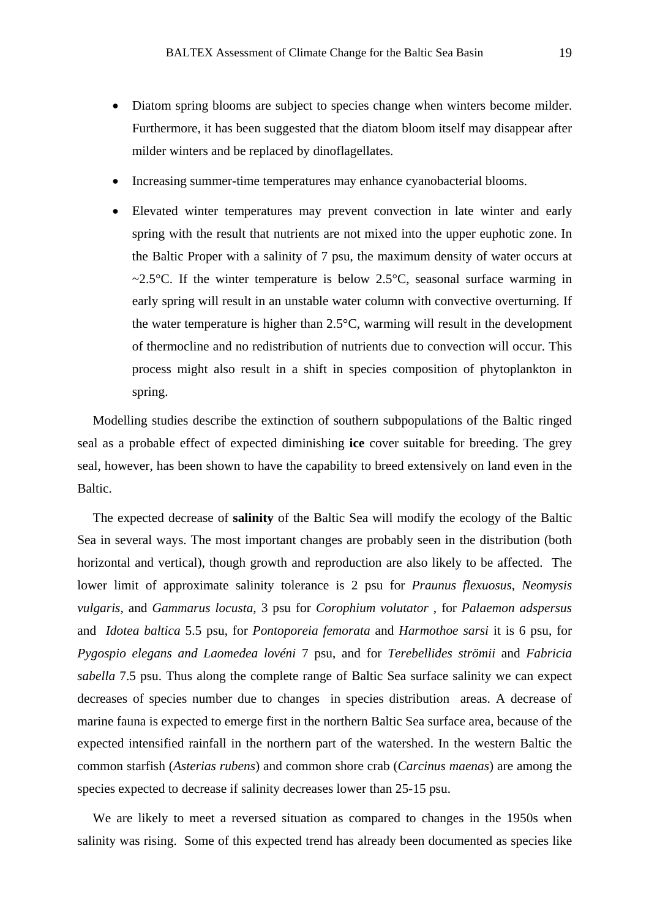- Diatom spring blooms are subject to species change when winters become milder. Furthermore, it has been suggested that the diatom bloom itself may disappear after milder winters and be replaced by dinoflagellates.
- Increasing summer-time temperatures may enhance cyanobacterial blooms.
- Elevated winter temperatures may prevent convection in late winter and early spring with the result that nutrients are not mixed into the upper euphotic zone. In the Baltic Proper with a salinity of 7 psu, the maximum density of water occurs at ~2.5°C. If the winter temperature is below 2.5°C, seasonal surface warming in early spring will result in an unstable water column with convective overturning. If the water temperature is higher than 2.5°C, warming will result in the development of thermocline and no redistribution of nutrients due to convection will occur. This process might also result in a shift in species composition of phytoplankton in spring.

Modelling studies describe the extinction of southern subpopulations of the Baltic ringed seal as a probable effect of expected diminishing **ice** cover suitable for breeding. The grey seal, however, has been shown to have the capability to breed extensively on land even in the Baltic.

The expected decrease of **salinity** of the Baltic Sea will modify the ecology of the Baltic Sea in several ways. The most important changes are probably seen in the distribution (both horizontal and vertical), though growth and reproduction are also likely to be affected. The lower limit of approximate salinity tolerance is 2 psu for *Praunus flexuosus*, *Neomysis vulgaris*, and *Gammarus locusta*, 3 psu for *Corophium volutator* , for *Palaemon adspersus* and *Idotea baltica* 5.5 psu, for *Pontoporeia femorata* and *Harmothoe sarsi* it is 6 psu, for *Pygospio elegans and Laomedea lovéni* 7 psu, and for *Terebellides strömii* and *Fabricia sabella* 7.5 psu. Thus along the complete range of Baltic Sea surface salinity we can expect decreases of species number due to changes in species distribution areas. A decrease of marine fauna is expected to emerge first in the northern Baltic Sea surface area, because of the expected intensified rainfall in the northern part of the watershed. In the western Baltic the common starfish (*Asterias rubens*) and common shore crab (*Carcinus maenas*) are among the species expected to decrease if salinity decreases lower than 25-15 psu.

We are likely to meet a reversed situation as compared to changes in the 1950s when salinity was rising. Some of this expected trend has already been documented as species like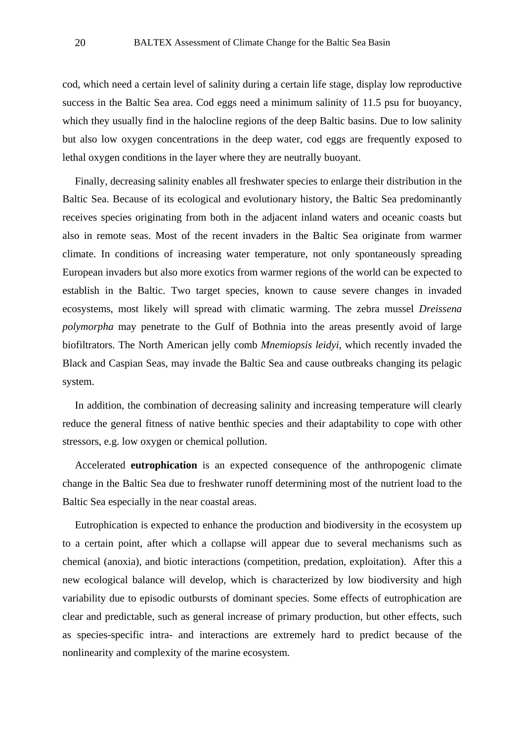cod, which need a certain level of salinity during a certain life stage, display low reproductive success in the Baltic Sea area. Cod eggs need a minimum salinity of 11.5 psu for buoyancy, which they usually find in the halocline regions of the deep Baltic basins. Due to low salinity but also low oxygen concentrations in the deep water, cod eggs are frequently exposed to lethal oxygen conditions in the layer where they are neutrally buoyant.

Finally, decreasing salinity enables all freshwater species to enlarge their distribution in the Baltic Sea. Because of its ecological and evolutionary history, the Baltic Sea predominantly receives species originating from both in the adjacent inland waters and oceanic coasts but also in remote seas. Most of the recent invaders in the Baltic Sea originate from warmer climate. In conditions of increasing water temperature, not only spontaneously spreading European invaders but also more exotics from warmer regions of the world can be expected to establish in the Baltic. Two target species, known to cause severe changes in invaded ecosystems, most likely will spread with climatic warming. The zebra mussel *Dreissena polymorpha* may penetrate to the Gulf of Bothnia into the areas presently avoid of large biofiltrators. The North American jelly comb *Mnemiopsis leidyi*, which recently invaded the Black and Caspian Seas, may invade the Baltic Sea and cause outbreaks changing its pelagic system.

In addition, the combination of decreasing salinity and increasing temperature will clearly reduce the general fitness of native benthic species and their adaptability to cope with other stressors, e.g. low oxygen or chemical pollution.

Accelerated **eutrophication** is an expected consequence of the anthropogenic climate change in the Baltic Sea due to freshwater runoff determining most of the nutrient load to the Baltic Sea especially in the near coastal areas.

Eutrophication is expected to enhance the production and biodiversity in the ecosystem up to a certain point, after which a collapse will appear due to several mechanisms such as chemical (anoxia), and biotic interactions (competition, predation, exploitation). After this a new ecological balance will develop, which is characterized by low biodiversity and high variability due to episodic outbursts of dominant species. Some effects of eutrophication are clear and predictable, such as general increase of primary production, but other effects, such as species-specific intra- and interactions are extremely hard to predict because of the nonlinearity and complexity of the marine ecosystem.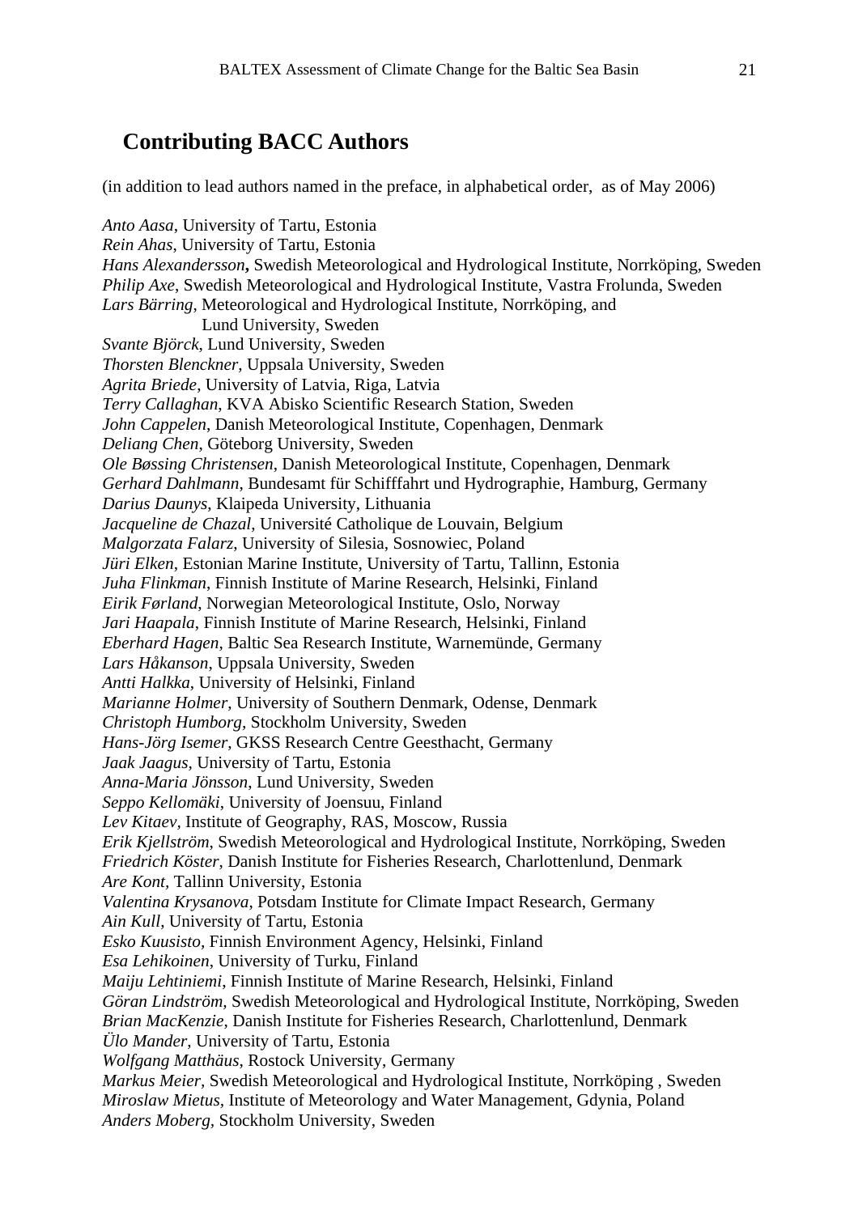## Contributing BACC Authors

(in addition to lead authors named in the preface, in alphabetical order, as of May 2006)

*Anto Aasa*, University of Tartu, Estonia
*Rein Ahas*, University of Tartu, Estonia
*Hans Alexandersson***,** Swedish Meteorological and Hydrological Institute, Norrköping, Sweden
*Philip Axe*, Swedish Meteorological and Hydrological Institute, Vastra Frolunda, Sweden
*Lars Bärring*, Meteorological and Hydrological Institute, Norrköping, and
Lund University, Sweden
*Svante Björck*, Lund University, Sweden
*Thorsten Blenckner*, Uppsala University, Sweden
*Agrita Briede*, University of Latvia, Riga, Latvia
*Terry Callaghan*, KVA Abisko Scientific Research Station, Sweden
*John Cappelen*, Danish Meteorological Institute, Copenhagen, Denmark
*Deliang Chen*, Göteborg University, Sweden
*Ole Bøssing Christensen*, Danish Meteorological Institute, Copenhagen, Denmark
*Gerhard Dahlmann*, Bundesamt für Schifffahrt und Hydrographie, Hamburg, Germany
*Darius Daunys*, Klaipeda University, Lithuania
*Jacqueline de Chazal*, Université Catholique de Louvain, Belgium
*Malgorzata Falarz*, University of Silesia, Sosnowiec, Poland
*Jüri Elken*, Estonian Marine Institute, University of Tartu, Tallinn, Estonia
*Juha Flinkman*, Finnish Institute of Marine Research, Helsinki, Finland
*Eirik Førland*, Norwegian Meteorological Institute, Oslo, Norway
*Jari Haapala*, Finnish Institute of Marine Research, Helsinki, Finland
*Eberhard Hagen*, Baltic Sea Research Institute, Warnemünde, Germany
*Lars Håkanson*, Uppsala University, Sweden
*Antti Halkka*, University of Helsinki, Finland
*Marianne Holmer*, University of Southern Denmark, Odense, Denmark
*Christoph Humborg*, Stockholm University, Sweden
*Hans-Jörg Isemer*, GKSS Research Centre Geesthacht, Germany
*Jaak Jaagus*, University of Tartu, Estonia
*Anna-Maria Jönsson*, Lund University, Sweden
*Seppo Kellomäki*, University of Joensuu, Finland
*Lev Kitaev*, Institute of Geography, RAS, Moscow, Russia
*Erik Kjellström*, Swedish Meteorological and Hydrological Institute, Norrköping, Sweden
*Friedrich Köster*, Danish Institute for Fisheries Research, Charlottenlund, Denmark
*Are Kont*, Tallinn University, Estonia
*Valentina Krysanova*, Potsdam Institute for Climate Impact Research, Germany
*Ain Kull*, University of Tartu, Estonia
*Esko Kuusisto*, Finnish Environment Agency, Helsinki, Finland
*Esa Lehikoinen*, University of Turku, Finland
*Maiju Lehtiniemi*, Finnish Institute of Marine Research, Helsinki, Finland
*Göran Lindström*, Swedish Meteorological and Hydrological Institute, Norrköping, Sweden
*Brian MacKenzie*, Danish Institute for Fisheries Research, Charlottenlund, Denmark
*Ülo Mander*, University of Tartu, Estonia
*Wolfgang Matthäus*, Rostock University, Germany
*Markus Meier*, Swedish Meteorological and Hydrological Institute, Norrköping , Sweden
*Miroslaw Mietus*, Institute of Meteorology and Water Management, Gdynia, Poland
*Anders Moberg*, Stockholm University, Sweden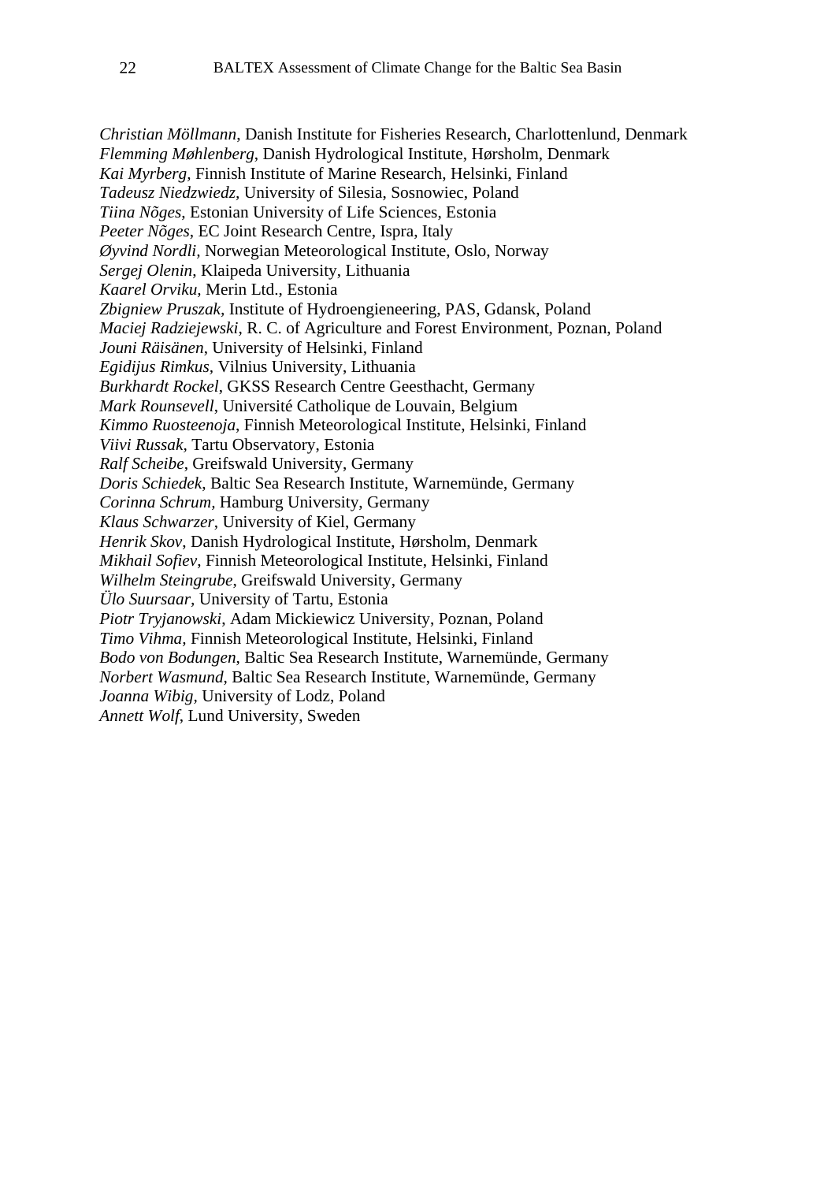*Christian Möllmann*, Danish Institute for Fisheries Research, Charlottenlund, Denmark
*Flemming Møhlenberg*, Danish Hydrological Institute, Hørsholm, Denmark
*Kai Myrberg*, Finnish Institute of Marine Research, Helsinki, Finland
*Tadeusz Niedzwiedz*, University of Silesia, Sosnowiec, Poland
*Tiina Nõges*, Estonian University of Life Sciences, Estonia
*Peeter Nõges*, EC Joint Research Centre, Ispra, Italy
*Øyvind Nordli*, Norwegian Meteorological Institute, Oslo, Norway
*Sergej Olenin*, Klaipeda University, Lithuania
*Kaarel Orviku*, Merin Ltd., Estonia
*Zbigniew Pruszak*, Institute of Hydroengieneering, PAS, Gdansk, Poland
*Maciej Radziejewski*, R. C. of Agriculture and Forest Environment, Poznan, Poland
*Jouni Räisänen*, University of Helsinki, Finland
*Egidijus Rimkus*, Vilnius University, Lithuania
*Burkhardt Rockel*, GKSS Research Centre Geesthacht, Germany
*Mark Rounsevell*, Université Catholique de Louvain, Belgium
*Kimmo Ruosteenoja*, Finnish Meteorological Institute, Helsinki, Finland
*Viivi Russak*, Tartu Observatory, Estonia
*Ralf Scheibe*, Greifswald University, Germany
*Doris Schiedek*, Baltic Sea Research Institute, Warnemünde, Germany
*Corinna Schrum*, Hamburg University, Germany
*Klaus Schwarzer*, University of Kiel, Germany
*Henrik Skov*, Danish Hydrological Institute, Hørsholm, Denmark
*Mikhail Sofiev*, Finnish Meteorological Institute, Helsinki, Finland
*Wilhelm Steingrube*, Greifswald University, Germany
*Ülo Suursaar*, University of Tartu, Estonia
*Piotr Tryjanowski*, Adam Mickiewicz University, Poznan, Poland
*Timo Vihma*, Finnish Meteorological Institute, Helsinki, Finland
*Bodo von Bodungen*, Baltic Sea Research Institute, Warnemünde, Germany
*Norbert Wasmund*, Baltic Sea Research Institute, Warnemünde, Germany
*Joanna Wibig*, University of Lodz, Poland
*Annett Wolf*, Lund University, Sweden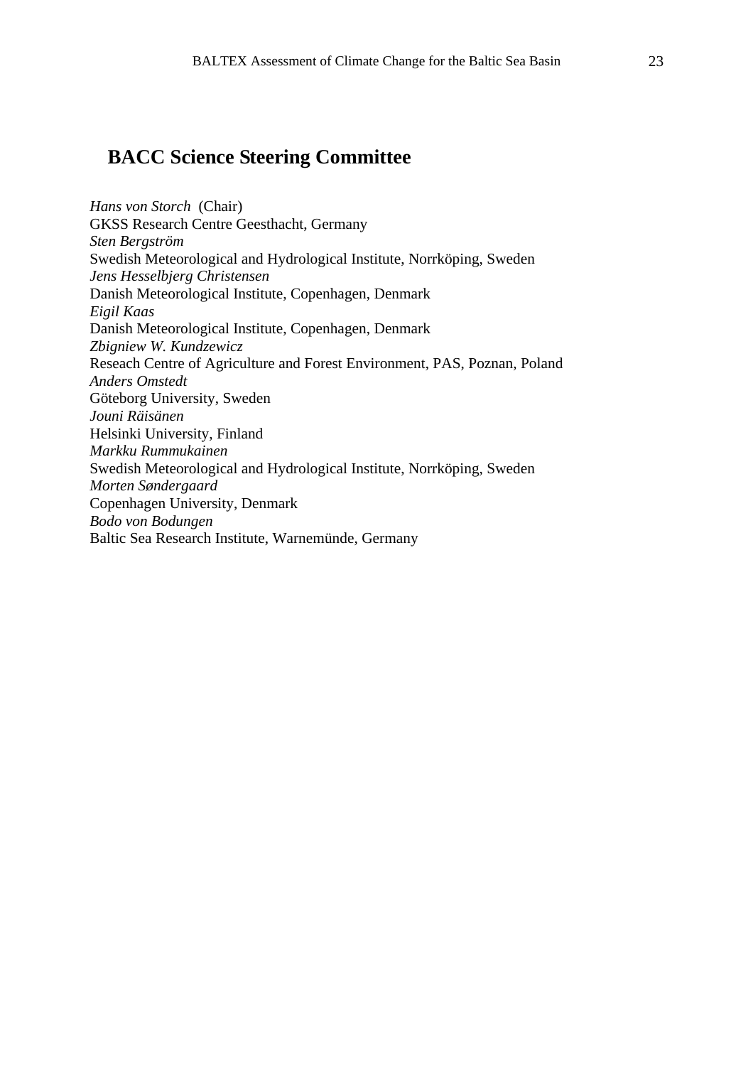# BACC Science Steering Committee

*Hans von Storch* (Chair)
GKSS Research Centre Geesthacht, Germany
*Sten Bergström*
Swedish Meteorological and Hydrological Institute, Norrköping, Sweden
*Jens Hesselbjerg Christensen*
Danish Meteorological Institute, Copenhagen, Denmark
*Eigil Kaas*
Danish Meteorological Institute, Copenhagen, Denmark
*Zbigniew W. Kundzewicz*
Reseach Centre of Agriculture and Forest Environment, PAS, Poznan, Poland
*Anders Omstedt*
Göteborg University, Sweden
*Jouni Räisänen*
Helsinki University, Finland
*Markku Rummukainen*
Swedish Meteorological and Hydrological Institute, Norrköping, Sweden
*Morten Søndergaard*
Copenhagen University, Denmark
*Bodo von Bodungen*
Baltic Sea Research Institute, Warnemünde, Germany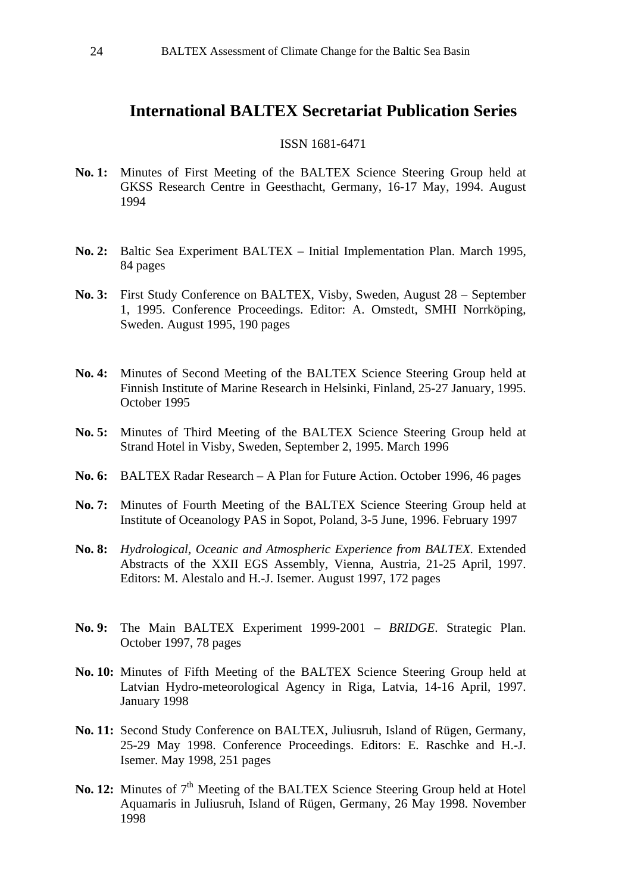## International BALTEX Secretariat Publication Series

ISSN 1681-6471

**No. 1:** Minutes of First Meeting of the BALTEX Science Steering Group held at GKSS Research Centre in Geesthacht, Germany, 16-17 May, 1994. August 1994

**No. 2:** Baltic Sea Experiment BALTEX – Initial Implementation Plan. March 1995, 84 pages

**No. 3:** First Study Conference on BALTEX, Visby, Sweden, August 28 – September 1, 1995. Conference Proceedings. Editor: A. Omstedt, SMHI Norrköping, Sweden. August 1995, 190 pages

**No. 4:** Minutes of Second Meeting of the BALTEX Science Steering Group held at Finnish Institute of Marine Research in Helsinki, Finland, 25-27 January, 1995. October 1995

**No. 5:** Minutes of Third Meeting of the BALTEX Science Steering Group held at Strand Hotel in Visby, Sweden, September 2, 1995. March 1996

**No. 6:** BALTEX Radar Research – A Plan for Future Action. October 1996, 46 pages

**No. 7:** Minutes of Fourth Meeting of the BALTEX Science Steering Group held at Institute of Oceanology PAS in Sopot, Poland, 3-5 June, 1996. February 1997

**No. 8:** *Hydrological, Oceanic and Atmospheric Experience from BALTEX*. Extended Abstracts of the XXII EGS Assembly, Vienna, Austria, 21-25 April, 1997. Editors: M. Alestalo and H.-J. Isemer. August 1997, 172 pages

**No. 9:** The Main BALTEX Experiment 1999-2001 – *BRIDGE*. Strategic Plan. October 1997, 78 pages

**No. 10:** Minutes of Fifth Meeting of the BALTEX Science Steering Group held at Latvian Hydro-meteorological Agency in Riga, Latvia, 14-16 April, 1997. January 1998

**No. 11:** Second Study Conference on BALTEX, Juliusruh, Island of Rügen, Germany, 25-29 May 1998. Conference Proceedings. Editors: E. Raschke and H.-J. Isemer. May 1998, 251 pages

**No. 12:** Minutes of 7th Meeting of the BALTEX Science Steering Group held at Hotel Aquamaris in Juliusruh, Island of Rügen, Germany, 26 May 1998. November 1998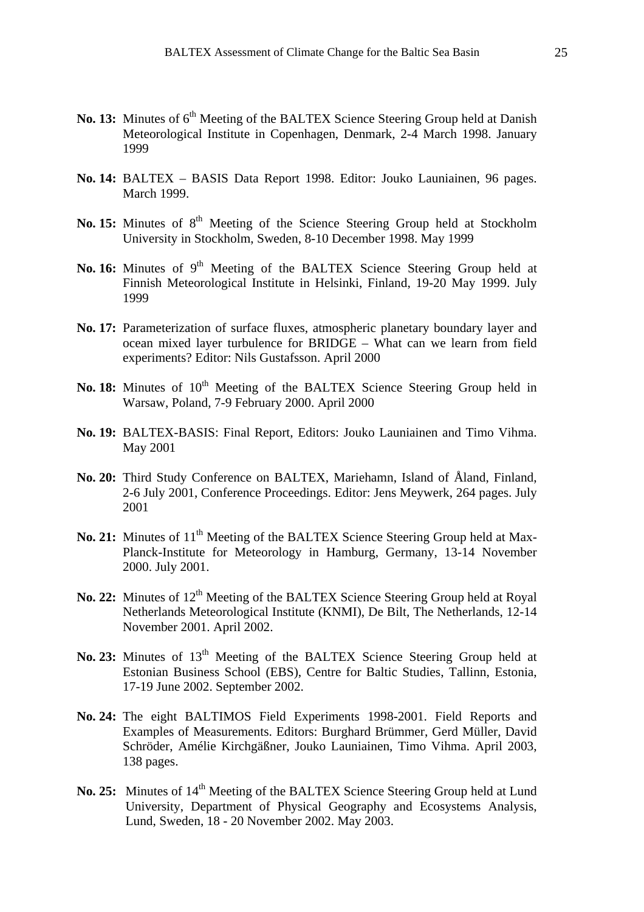**No. 13:** Minutes of 6th Meeting of the BALTEX Science Steering Group held at Danish Meteorological Institute in Copenhagen, Denmark, 2-4 March 1998. January 1999

**No. 14:** BALTEX – BASIS Data Report 1998. Editor: Jouko Launiainen, 96 pages. March 1999.

**No. 15:** Minutes of 8th Meeting of the Science Steering Group held at Stockholm University in Stockholm, Sweden, 8-10 December 1998. May 1999

**No. 16:** Minutes of 9th Meeting of the BALTEX Science Steering Group held at Finnish Meteorological Institute in Helsinki, Finland, 19-20 May 1999. July 1999

**No. 17:** Parameterization of surface fluxes, atmospheric planetary boundary layer and ocean mixed layer turbulence for BRIDGE – What can we learn from field experiments? Editor: Nils Gustafsson. April 2000

**No. 18:** Minutes of 10th Meeting of the BALTEX Science Steering Group held in Warsaw, Poland, 7-9 February 2000. April 2000

**No. 19:** BALTEX-BASIS: Final Report, Editors: Jouko Launiainen and Timo Vihma. May 2001

**No. 20:** Third Study Conference on BALTEX, Mariehamn, Island of Åland, Finland, 2-6 July 2001, Conference Proceedings. Editor: Jens Meywerk, 264 pages. July 2001

**No. 21:** Minutes of 11th Meeting of the BALTEX Science Steering Group held at Max-Planck-Institute for Meteorology in Hamburg, Germany, 13-14 November 2000. July 2001.

**No. 22:** Minutes of 12th Meeting of the BALTEX Science Steering Group held at Royal Netherlands Meteorological Institute (KNMI), De Bilt, The Netherlands, 12-14 November 2001. April 2002.

**No. 23:** Minutes of 13th Meeting of the BALTEX Science Steering Group held at Estonian Business School (EBS), Centre for Baltic Studies, Tallinn, Estonia, 17-19 June 2002. September 2002.

**No. 24:** The eight BALTIMOS Field Experiments 1998-2001. Field Reports and Examples of Measurements. Editors: Burghard Brümmer, Gerd Müller, David Schröder, Amélie Kirchgäßner, Jouko Launiainen, Timo Vihma. April 2003, 138 pages.

**No. 25:** Minutes of 14th Meeting of the BALTEX Science Steering Group held at Lund University, Department of Physical Geography and Ecosystems Analysis, Lund, Sweden, 18 - 20 November 2002. May 2003.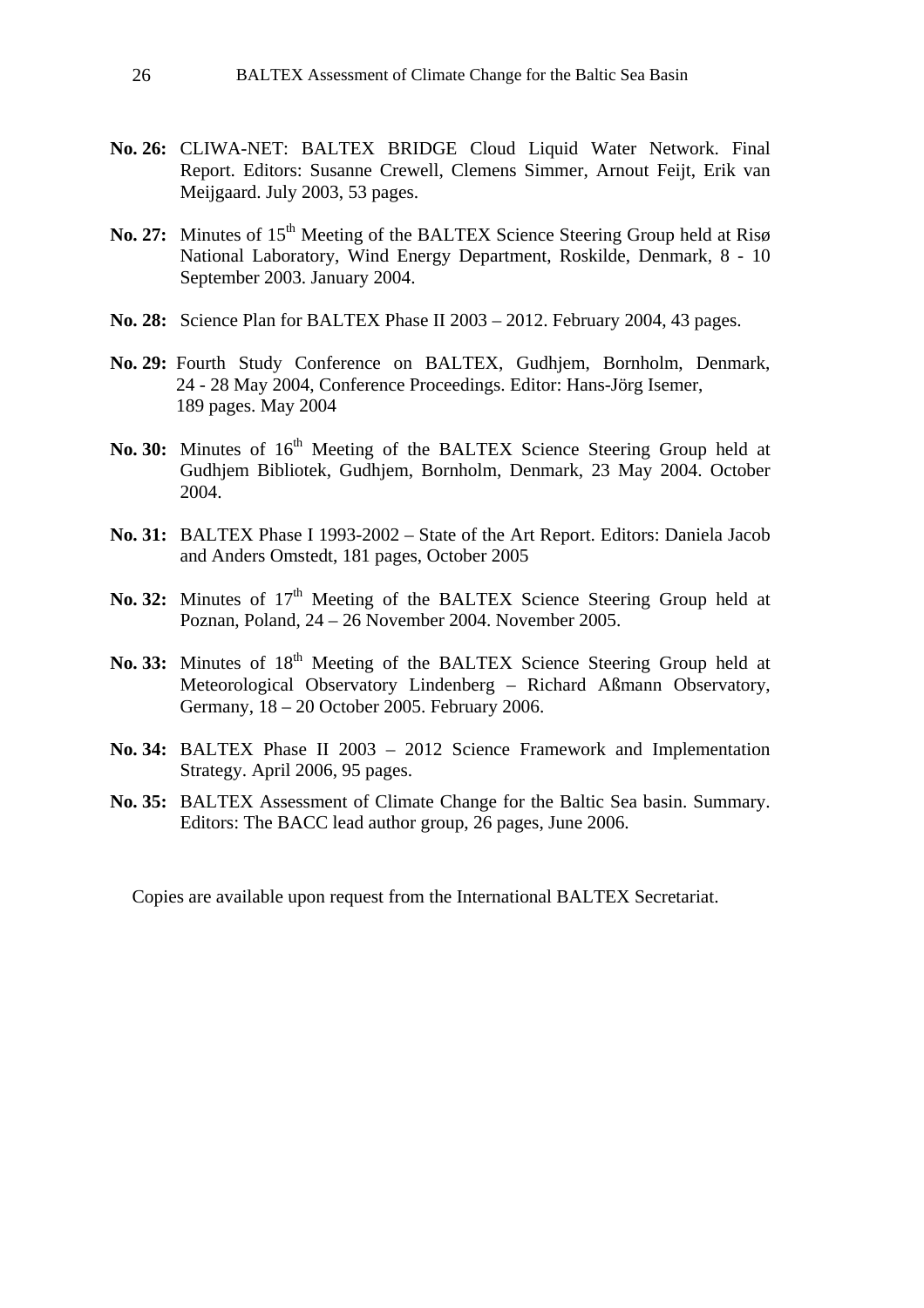**No. 26:** CLIWA-NET: BALTEX BRIDGE Cloud Liquid Water Network. Final Report. Editors: Susanne Crewell, Clemens Simmer, Arnout Feijt, Erik van Meijgaard. July 2003, 53 pages.

**No. 27:** Minutes of 15th Meeting of the BALTEX Science Steering Group held at Risø National Laboratory, Wind Energy Department, Roskilde, Denmark, 8 - 10 September 2003. January 2004.

**No. 28:** Science Plan for BALTEX Phase II 2003 – 2012. February 2004, 43 pages.

**No. 29:** Fourth Study Conference on BALTEX, Gudhjem, Bornholm, Denmark, 24 - 28 May 2004, Conference Proceedings. Editor: Hans-Jörg Isemer, 189 pages. May 2004

**No. 30:** Minutes of 16th Meeting of the BALTEX Science Steering Group held at Gudhjem Bibliotek, Gudhjem, Bornholm, Denmark, 23 May 2004. October 2004.

**No. 31:** BALTEX Phase I 1993-2002 – State of the Art Report. Editors: Daniela Jacob and Anders Omstedt, 181 pages, October 2005

**No. 32:** Minutes of 17th Meeting of the BALTEX Science Steering Group held at Poznan, Poland, 24 – 26 November 2004. November 2005.

**No. 33:** Minutes of 18th Meeting of the BALTEX Science Steering Group held at Meteorological Observatory Lindenberg – Richard Aßmann Observatory, Germany, 18 – 20 October 2005. February 2006.

**No. 34:** BALTEX Phase II 2003 – 2012 Science Framework and Implementation Strategy. April 2006, 95 pages.

**No. 35:** BALTEX Assessment of Climate Change for the Baltic Sea basin. Summary. Editors: The BACC lead author group, 26 pages, June 2006.

Copies are available upon request from the International BALTEX Secretariat.